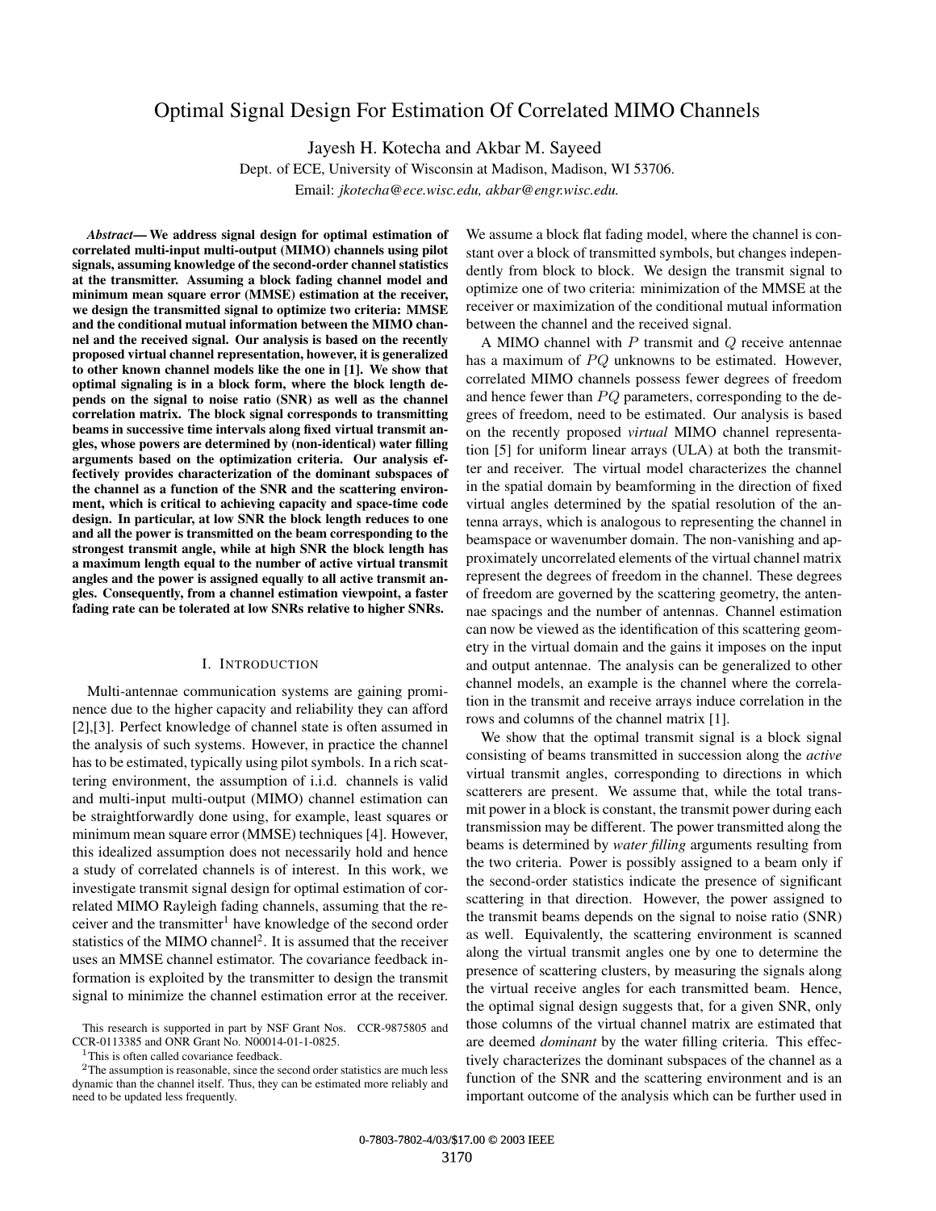# Optimal Signal Design For Estimation Of Correlated MIMO Channels

Jayesh H. Kotecha and Akbar M. Sayeed

Dept. of ECE, University of Wisconsin at Madison, Madison, WI 53706.

Email: *jkotecha@ece.wisc.edu, akbar@engr.wisc.edu.*

***Abstract*— We address signal design for optimal estimation of correlated multi-input multi-output (MIMO) channels using pilot signals, assuming knowledge of the second-order channel statistics at the transmitter. Assuming a block fading channel model and minimum mean square error (MMSE) estimation at the receiver, we design the transmitted signal to optimize two criteria: MMSE and the conditional mutual information between the MIMO channel and the received signal. Our analysis is based on the recently proposed virtual channel representation, however, it is generalized to other known channel models like the one in [1]. We show that optimal signaling is in a block form, where the block length depends on the signal to noise ratio (SNR) as well as the channel correlation matrix. The block signal corresponds to transmitting beams in successive time intervals along fixed virtual transmit angles, whose powers are determined by (non-identical) water filling arguments based on the optimization criteria. Our analysis effectively provides characterization of the dominant subspaces of the channel as a function of the SNR and the scattering environment, which is critical to achieving capacity and space-time code design. In particular, at low SNR the block length reduces to one and all the power is transmitted on the beam corresponding to the strongest transmit angle, while at high SNR the block length has a maximum length equal to the number of active virtual transmit angles and the power is assigned equally to all active transmit angles. Consequently, from a channel estimation viewpoint, a faster fading rate can be tolerated at low SNRs relative to higher SNRs.**

## I. Introduction

Multi-antennae communication systems are gaining prominence due to the higher capacity and reliability they can afford [2],[3]. Perfect knowledge of channel state is often assumed in the analysis of such systems. However, in practice the channel has to be estimated, typically using pilot symbols. In a rich scattering environment, the assumption of i.i.d. channels is valid and multi-input multi-output (MIMO) channel estimation can be straightforwardly done using, for example, least squares or minimum mean square error (MMSE) techniques [4]. However, this idealized assumption does not necessarily hold and hence a study of correlated channels is of interest. In this work, we investigate transmit signal design for optimal estimation of correlated MIMO Rayleigh fading channels, assuming that the receiver and the transmitter[1] have knowledge of the second order statistics of the MIMO channel[2]. It is assumed that the receiver uses an MMSE channel estimator. The covariance feedback information is exploited by the transmitter to design the transmit signal to minimize the channel estimation error at the receiver. We assume a block flat fading model, where the channel is constant over a block of transmitted symbols, but changes independently from block to block. We design the transmit signal to optimize one of two criteria: minimization of the MMSE at the receiver or maximization of the conditional mutual information between the channel and the received signal.

A MIMO channel with $P$ transmit and $Q$ receive antennae has a maximum of $PQ$ unknowns to be estimated. However, correlated MIMO channels possess fewer degrees of freedom and hence fewer than $PQ$ parameters, corresponding to the degrees of freedom, need to be estimated. Our analysis is based on the recently proposed *virtual* MIMO channel representation [5] for uniform linear arrays (ULA) at both the transmitter and receiver. The virtual model characterizes the channel in the spatial domain by beamforming in the direction of fixed virtual angles determined by the spatial resolution of the antenna arrays, which is analogous to representing the channel in beamspace or wavenumber domain. The non-vanishing and approximately uncorrelated elements of the virtual channel matrix represent the degrees of freedom in the channel. These degrees of freedom are governed by the scattering geometry, the antennae spacings and the number of antennas. Channel estimation can now be viewed as the identification of this scattering geometry in the virtual domain and the gains it imposes on the input and output antennae. The analysis can be generalized to other channel models, an example is the channel where the correlation in the transmit and receive arrays induce correlation in the rows and columns of the channel matrix [1].

We show that the optimal transmit signal is a block signal consisting of beams transmitted in succession along the *active* virtual transmit angles, corresponding to directions in which scatterers are present. We assume that, while the total transmit power in a block is constant, the transmit power during each transmission may be different. The power transmitted along the beams is determined by *water filling* arguments resulting from the two criteria. Power is possibly assigned to a beam only if the second-order statistics indicate the presence of significant scattering in that direction. However, the power assigned to the transmit beams depends on the signal to noise ratio (SNR) as well. Equivalently, the scattering environment is scanned along the virtual transmit angles one by one to determine the presence of scattering clusters, by measuring the signals along the virtual receive angles for each transmitted beam. Hence, the optimal signal design suggests that, for a given SNR, only those columns of the virtual channel matrix are estimated that are deemed *dominant* by the water filling criteria. This effectively characterizes the dominant subspaces of the channel as a function of the SNR and the scattering environment and is an important outcome of the analysis which can be further used in

This research is supported in part by NSF Grant Nos. CCR-9875805 and CCR-0113385 and ONR Grant No. N00014-01-1-0825.

[1] This is often called covariance feedback.

[2] The assumption is reasonable, since the second order statistics are much less dynamic than the channel itself. Thus, they can be estimated more reliably and need to be updated less frequently.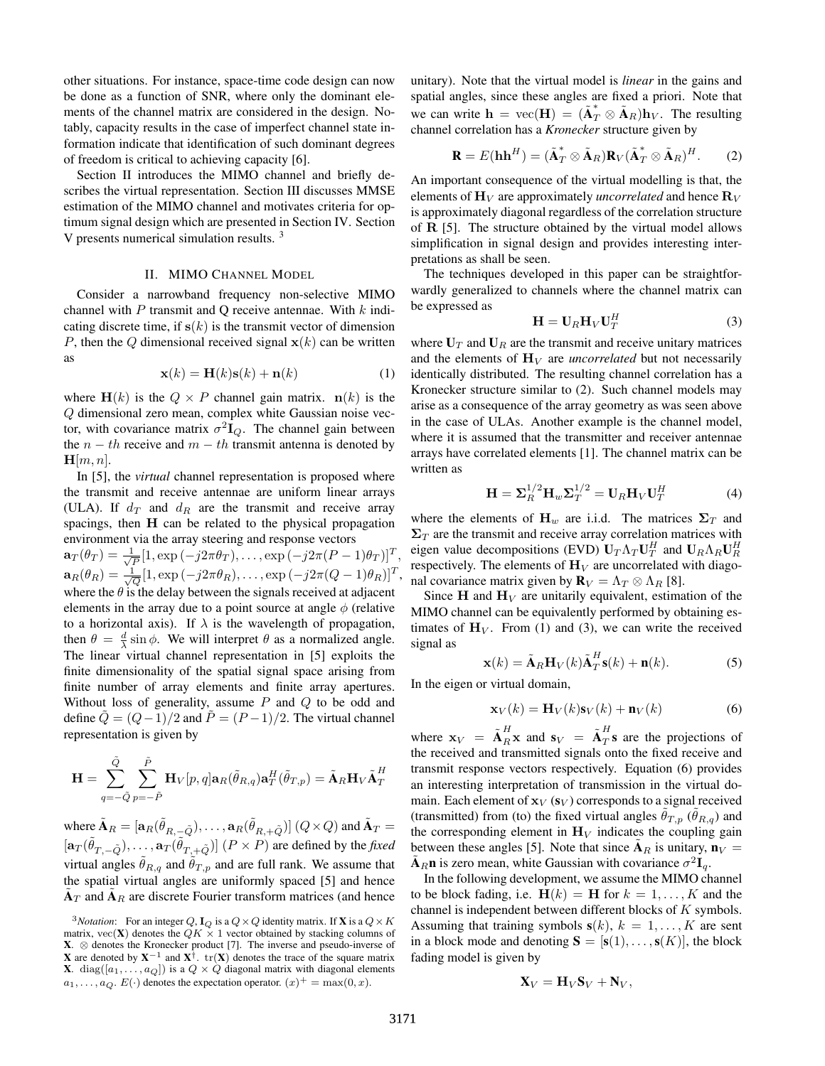other situations. For instance, space-time code design can now be done as a function of SNR, where only the dominant elements of the channel matrix are considered in the design. Notably, capacity results in the case of imperfect channel state information indicate that identification of such dominant degrees of freedom is critical to achieving capacity [6].

Section II introduces the MIMO channel and briefly describes the virtual representation. Section III discusses MMSE estimation of the MIMO channel and motivates criteria for optimum signal design which are presented in Section IV. Section V presents numerical simulation results. [3]

## II. MIMO Channel Model

Consider a narrowband frequency non-selective MIMO channel with $P$ transmit and Q receive antennae. With $k$ indicating discrete time, if $\mathbf{s}(k)$ is the transmit vector of dimension $P$, then the $Q$ dimensional received signal $\mathbf{x}(k)$ can be written as

$$\mathbf{x}(k) = \mathbf{H}(k)\mathbf{s}(k) + \mathbf{n}(k) \tag{1}$$

where $\mathbf{H}(k)$ is the $Q \times P$ channel gain matrix. $\mathbf{n}(k)$ is the $Q$ dimensional zero mean, complex white Gaussian noise vector, with covariance matrix $\sigma^2 \mathbf{I}_Q$. The channel gain between the $n-th$ receive and $m-th$ transmit antenna is denoted by $\mathbf{H}[m,n]$.

In [5], the *virtual* channel representation is proposed where the transmit and receive antennae are uniform linear arrays (ULA). If $d_T$ and $d_R$ are the transmit and receive array spacings, then $\mathbf{H}$ can be related to the physical propagation environment via the array steering and response vectors $\mathbf{a}_T(\theta_T) = \frac{1}{\sqrt{P}}[1, \exp(-j2\pi\theta_T), \ldots, \exp(-j2\pi(P-1)\theta_T)]^T$, $\mathbf{a}_R(\theta_R) = \frac{1}{\sqrt{Q}}[1, \exp(-j2\pi\theta_R), \ldots, \exp(-j2\pi(Q-1)\theta_R)]^T$, where the $\theta$ is the delay between the signals received at adjacent elements in the array due to a point source at angle $\phi$ (relative to a horizontal axis). If $\lambda$ is the wavelength of propagation, then $\theta = \frac{d}{\lambda}\sin\phi$. We will interpret $\theta$ as a normalized angle. The linear virtual channel representation in [5] exploits the finite dimensionality of the spatial signal space arising from finite number of array elements and finite array apertures. Without loss of generality, assume $P$ and $Q$ to be odd and define $\tilde{Q} = (Q-1)/2$ and $\tilde{P} = (P-1)/2$. The virtual channel representation is given by

$$\mathbf{H} = \sum_{q=-\tilde{Q}}^{\tilde{Q}} \sum_{p=-\tilde{P}}^{\tilde{P}} \mathbf{H}_V[p,q]\mathbf{a}_R(\tilde{\theta}_{R,q})\mathbf{a}_T^H(\tilde{\theta}_{T,p}) = \tilde{\mathbf{A}}_R \mathbf{H}_V \tilde{\mathbf{A}}_T^H$$

where $\tilde{\mathbf{A}}_R = [\mathbf{a}_R(\tilde{\theta}_{R,-\tilde{Q}}), \ldots, \mathbf{a}_R(\tilde{\theta}_{R,+\tilde{Q}})]$ $(Q \times Q)$ and $\tilde{\mathbf{A}}_T = [\mathbf{a}_T(\tilde{\theta}_{T,-\tilde{Q}}), \ldots, \mathbf{a}_T(\tilde{\theta}_{T,+\tilde{Q}})]$ $(P \times P)$ are defined by the *fixed* virtual angles $\tilde{\theta}_{R,q}$ and $\tilde{\theta}_{T,p}$ and are full rank. We assume that the spatial virtual angles are uniformly spaced [5] and hence $\tilde{\mathbf{A}}_T$ and $\tilde{\mathbf{A}}_R$ are discrete Fourier transform matrices (and hence unitary). Note that the virtual model is *linear* in the gains and spatial angles, since these angles are fixed a priori. Note that we can write $\mathbf{h} = \text{vec}(\mathbf{H}) = (\tilde{\mathbf{A}}_T^* \otimes \tilde{\mathbf{A}}_R)\mathbf{h}_V$. The resulting channel correlation has a *Kronecker* structure given by

$$\mathbf{R} = E(\mathbf{h}\mathbf{h}^H) = (\tilde{\mathbf{A}}_T^* \otimes \tilde{\mathbf{A}}_R)\mathbf{R}_V(\tilde{\mathbf{A}}_T^* \otimes \tilde{\mathbf{A}}_R)^H. \tag{2}$$

An important consequence of the virtual modelling is that, the elements of $\mathbf{H}_V$ are approximately *uncorrelated* and hence $\mathbf{R}_V$ is approximately diagonal regardless of the correlation structure of $\mathbf{R}$ [5]. The structure obtained by the virtual model allows simplification in signal design and provides interesting interpretations as shall be seen.

The techniques developed in this paper can be straightforwardly generalized to channels where the channel matrix can be expressed as

$$\mathbf{H} = \mathbf{U}_R \mathbf{H}_V \mathbf{U}_T^H \tag{3}$$

where $\mathbf{U}_T$ and $\mathbf{U}_R$ are the transmit and receive unitary matrices and the elements of $\mathbf{H}_V$ are *uncorrelated* but not necessarily identically distributed. The resulting channel correlation has a Kronecker structure similar to (2). Such channel models may arise as a consequence of the array geometry as was seen above in the case of ULAs. Another example is the channel model, where it is assumed that the transmitter and receiver antennae arrays have correlated elements [1]. The channel matrix can be written as

$$\mathbf{H} = \mathbf{\Sigma}_R^{1/2}\mathbf{H}_w\mathbf{\Sigma}_T^{1/2} = \mathbf{U}_R\mathbf{H}_V\mathbf{U}_T^H \tag{4}$$

where the elements of $\mathbf{H}_w$ are i.i.d. The matrices $\mathbf{\Sigma}_T$ and $\mathbf{\Sigma}_T$ are the transmit and receive array correlation matrices with eigen value decompositions (EVD) $\mathbf{U}_T\Lambda_T\mathbf{U}_T^H$ and $\mathbf{U}_R\Lambda_R\mathbf{U}_R^H$ respectively. The elements of $\mathbf{H}_V$ are uncorrelated with diagonal covariance matrix given by $\mathbf{R}_V = \Lambda_T \otimes \Lambda_R$ [8].

Since $\mathbf{H}$ and $\mathbf{H}_V$ are unitarily equivalent, estimation of the MIMO channel can be equivalently performed by obtaining estimates of $\mathbf{H}_V$. From (1) and (3), we can write the received signal as

$$\mathbf{x}(k) = \tilde{\mathbf{A}}_R\mathbf{H}_V(k)\tilde{\mathbf{A}}_T^H\mathbf{s}(k) + \mathbf{n}(k). \tag{5}$$

In the eigen or virtual domain,

$$\mathbf{x}_V(k) = \mathbf{H}_V(k)\mathbf{s}_V(k) + \mathbf{n}_V(k) \tag{6}$$

where $\mathbf{x}_V = \tilde{\mathbf{A}}_R^H\mathbf{x}$ and $\mathbf{s}_V = \tilde{\mathbf{A}}_T^H\mathbf{s}$ are the projections of the received and transmitted signals onto the fixed receive and transmit response vectors respectively. Equation (6) provides an interesting interpretation of transmission in the virtual domain. Each element of $\mathbf{x}_V$ ($\mathbf{s}_V$) corresponds to a signal received (transmitted) from (to) the fixed virtual angles $\tilde{\theta}_{T,p}$ ($\tilde{\theta}_{R,q}$) and the corresponding element in $\mathbf{H}_V$ indicates the coupling gain between these angles [5]. Note that since $\tilde{\mathbf{A}}_R$ is unitary, $\mathbf{n}_V = \tilde{\mathbf{A}}_R\mathbf{n}$ is zero mean, white Gaussian with covariance $\sigma^2\mathbf{I}_q$.

In the following development, we assume the MIMO channel to be block fading, i.e. $\mathbf{H}(k) = \mathbf{H}$ for $k = 1, \ldots, K$ and the channel is independent between different blocks of $K$ symbols. Assuming that training symbols $\mathbf{s}(k)$, $k = 1, \ldots, K$ are sent in a block mode and denoting $\mathbf{S} = [\mathbf{s}(1), \ldots, \mathbf{s}(K)]$, the block fading model is given by

$$\mathbf{X}_V = \mathbf{H}_V\mathbf{S}_V + \mathbf{N}_V,$$

[3] *Notation*: For an integer $Q$, $\mathbf{I}_Q$ is a $Q \times Q$ identity matrix. If $\mathbf{X}$ is a $Q \times K$ matrix, $\text{vec}(\mathbf{X})$ denotes the $QK \times 1$ vector obtained by stacking columns of $\mathbf{X}$. $\otimes$ denotes the Kronecker product [7]. The inverse and pseudo-inverse of $\mathbf{X}$ are denoted by $\mathbf{X}^{-1}$ and $\mathbf{X}^{\dagger}$. $\text{tr}(\mathbf{X})$ denotes the trace of the square matrix $\mathbf{X}$. $\text{diag}([a_1, \ldots, a_Q])$ is a $Q \times Q$ diagonal matrix with diagonal elements $a_1, \ldots, a_Q$. $E(\cdot)$ denotes the expectation operator. $(x)^+ = \max(0, x)$.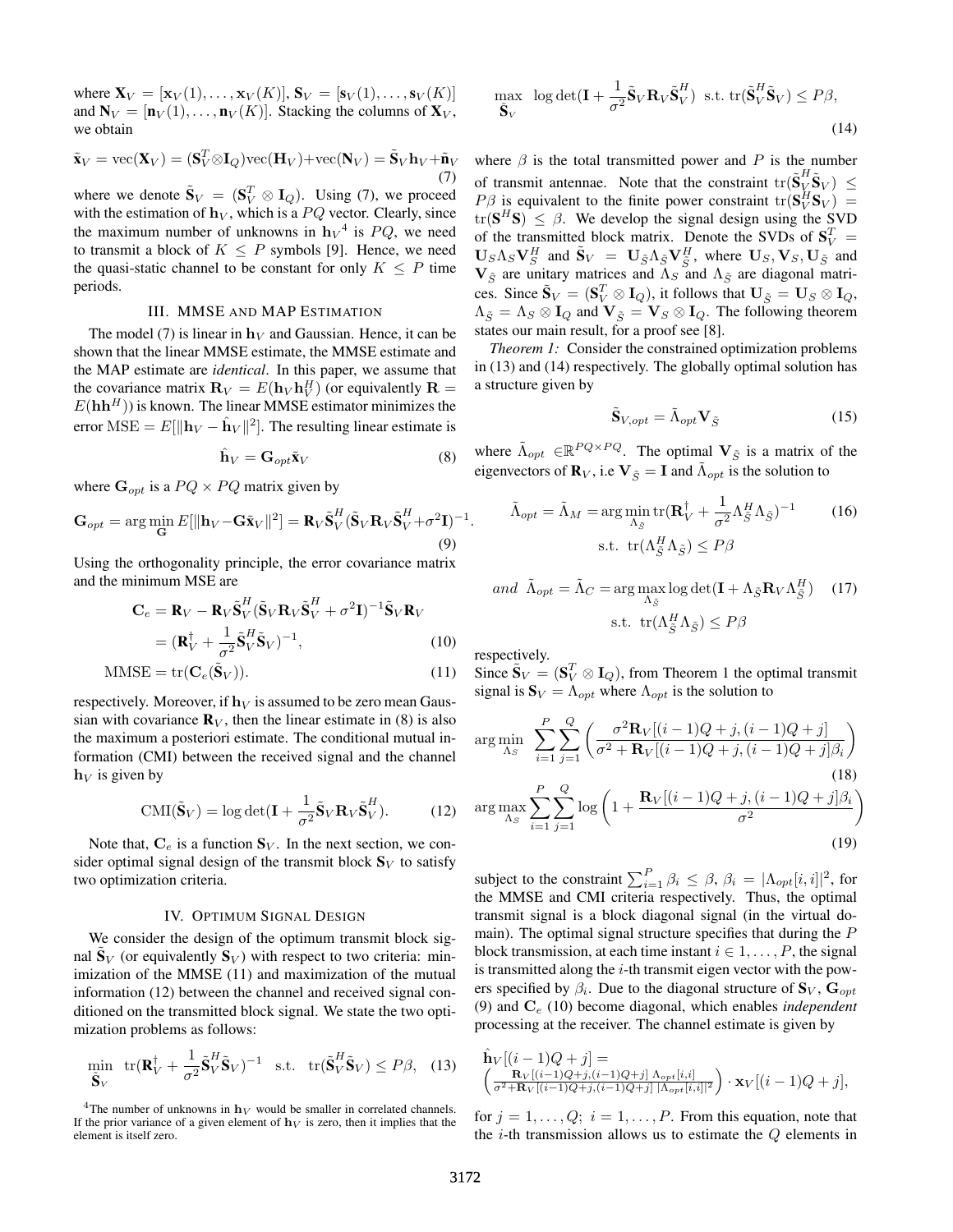where $\mathbf{X}_V = [\mathbf{x}_V(1), \ldots, \mathbf{x}_V(K)]$, $\mathbf{S}_V = [\mathbf{s}_V(1), \ldots, \mathbf{s}_V(K)]$ and $\mathbf{N}_V = [\mathbf{n}_V(1), \ldots, \mathbf{n}_V(K)]$. Stacking the columns of $\mathbf{X}_V$, we obtain

$$\tilde{\mathbf{x}}_V = \mathrm{vec}(\mathbf{X}_V) = (\mathbf{S}_V^T \otimes \mathbf{I}_Q)\mathrm{vec}(\mathbf{H}_V) + \mathrm{vec}(\mathbf{N}_V) = \tilde{\mathbf{S}}_V \mathbf{h}_V + \tilde{\mathbf{n}}_V \tag{7}$$

where we denote $\tilde{\mathbf{S}}_V = (\mathbf{S}_V^T \otimes \mathbf{I}_Q)$. Using (7), we proceed with the estimation of $\mathbf{h}_V$, which is a $PQ$ vector. Clearly, since the maximum number of unknowns in $\mathbf{h}_V$[4] is $PQ$, we need to transmit a block of $K \leq P$ symbols [9]. Hence, we need the quasi-static channel to be constant for only $K \leq P$ time periods.

## III. MMSE and MAP Estimation

The model (7) is linear in $\mathbf{h}_V$ and Gaussian. Hence, it can be shown that the linear MMSE estimate, the MMSE estimate and the MAP estimate are *identical*. In this paper, we assume that the covariance matrix $\mathbf{R}_V = E(\mathbf{h}_V \mathbf{h}_V^H)$ (or equivalently $\mathbf{R} = E(\mathbf{h}\mathbf{h}^H)$) is known. The linear MMSE estimator minimizes the error $\mathrm{MSE} = E[\|\mathbf{h}_V - \hat{\mathbf{h}}_V\|^2]$. The resulting linear estimate is

$$\hat{\mathbf{h}}_V = \mathbf{G}_{opt}\tilde{\mathbf{x}}_V \tag{8}$$

where $\mathbf{G}_{opt}$ is a $PQ \times PQ$ matrix given by

$$\mathbf{G}_{opt} = \arg\min_{\mathbf{G}} E[\|\mathbf{h}_V - \mathbf{G}\tilde{\mathbf{x}}_V\|^2] = \mathbf{R}_V \tilde{\mathbf{S}}_V^H (\tilde{\mathbf{S}}_V \mathbf{R}_V \tilde{\mathbf{S}}_V^H + \sigma^2 \mathbf{I})^{-1}. \tag{9}$$

Using the orthogonality principle, the error covariance matrix and the minimum MSE are

$$\begin{aligned}
\mathbf{C}_e &= \mathbf{R}_V - \mathbf{R}_V \tilde{\mathbf{S}}_V^H (\tilde{\mathbf{S}}_V \mathbf{R}_V \tilde{\mathbf{S}}_V^H + \sigma^2 \mathbf{I})^{-1} \tilde{\mathbf{S}}_V \mathbf{R}_V \\
&= (\mathbf{R}_V^{\dagger} + \frac{1}{\sigma^2} \tilde{\mathbf{S}}_V^H \tilde{\mathbf{S}}_V)^{-1}, \qquad (10)
\end{aligned}$$

$$\mathrm{MMSE} = \mathrm{tr}(\mathbf{C}_e(\tilde{\mathbf{S}}_V)). \tag{11}$$

respectively. Moreover, if $\mathbf{h}_V$ is assumed to be zero mean Gaussian with covariance $\mathbf{R}_V$, then the linear estimate in (8) is also the maximum a posteriori estimate. The conditional mutual information (CMI) between the received signal and the channel $\mathbf{h}_V$ is given by

$$\mathrm{CMI}(\tilde{\mathbf{S}}_V) = \log\det(\mathbf{I} + \frac{1}{\sigma^2} \tilde{\mathbf{S}}_V \mathbf{R}_V \tilde{\mathbf{S}}_V^H). \tag{12}$$

Note that, $\mathbf{C}_e$ is a function $\mathbf{S}_V$. In the next section, we consider optimal signal design of the transmit block $\mathbf{S}_V$ to satisfy two optimization criteria.

## IV. Optimum Signal Design

We consider the design of the optimum transmit block signal $\tilde{\mathbf{S}}_V$ (or equivalently $\mathbf{S}_V$) with respect to two criteria: minimization of the MMSE (11) and maximization of the mutual information (12) between the channel and received signal conditioned on the transmitted block signal. We state the two optimization problems as follows:

$$\min_{\tilde{\mathbf{S}}_V} \ \mathrm{tr}(\mathbf{R}_V^{\dagger} + \frac{1}{\sigma^2} \tilde{\mathbf{S}}_V^H \tilde{\mathbf{S}}_V)^{-1} \quad \text{s.t.} \quad \mathrm{tr}(\tilde{\mathbf{S}}_V^H \tilde{\mathbf{S}}_V) \leq P\beta, \tag{13}$$

$$\max_{\tilde{\mathbf{S}}_V} \ \log\det(\mathbf{I} + \frac{1}{\sigma^2} \tilde{\mathbf{S}}_V \mathbf{R}_V \tilde{\mathbf{S}}_V^H) \ \text{ s.t. } \mathrm{tr}(\tilde{\mathbf{S}}_V^H \tilde{\mathbf{S}}_V) \leq P\beta, \tag{14}$$

where $\beta$ is the total transmitted power and $P$ is the number of transmit antennas. Note that the constraint $\mathrm{tr}(\tilde{\mathbf{S}}_V^H \tilde{\mathbf{S}}_V) \leq P\beta$ is equivalent to the finite power constraint $\mathrm{tr}(\mathbf{S}_V^H \mathbf{S}_V) = \mathrm{tr}(\mathbf{S}^H \mathbf{S}) \leq \beta$. We develop the signal design using the SVD of the transmitted block matrix. Denote the SVDs of $\mathbf{S}_V^T = \mathbf{U}_S \Lambda_S \mathbf{V}_S^H$ and $\tilde{\mathbf{S}}_V = \mathbf{U}_{\tilde{S}} \Lambda_{\tilde{S}} \mathbf{V}_{\tilde{S}}^H$, where $\mathbf{U}_S, \mathbf{V}_S, \mathbf{U}_{\tilde{S}}$ and $\mathbf{V}_{\tilde{S}}$ are unitary matrices and $\Lambda_S$ and $\Lambda_{\tilde{S}}$ are diagonal matrices. Since $\tilde{\mathbf{S}}_V = (\mathbf{S}_V^T \otimes \mathbf{I}_Q)$, it follows that $\mathbf{U}_{\tilde{S}} = \mathbf{U}_S \otimes \mathbf{I}_Q$, $\Lambda_{\tilde{S}} = \Lambda_S \otimes \mathbf{I}_Q$ and $\mathbf{V}_{\tilde{S}} = \mathbf{V}_S \otimes \mathbf{I}_Q$. The following theorem states our main result, for a proof see [8].

*Theorem 1:* Consider the constrained optimization problems in (13) and (14) respectively. The globally optimal solution has a structure given by

$$\tilde{\mathbf{S}}_{V,opt} = \tilde{\Lambda}_{opt} \mathbf{V}_{\tilde{S}} \tag{15}$$

where $\tilde{\Lambda}_{opt} \in \mathbb{R}^{PQ \times PQ}$. The optimal $\mathbf{V}_{\tilde{S}}$ is a matrix of the eigenvectors of $\mathbf{R}_V$, i.e $\mathbf{V}_{\tilde{S}} = \mathbf{I}$ and $\tilde{\Lambda}_{opt}$ is the solution to

$$\begin{aligned}
\tilde{\Lambda}_{opt} = \tilde{\Lambda}_M &= \arg\min_{\Lambda_{\tilde{S}}} \mathrm{tr}(\mathbf{R}_V^{\dagger} + \frac{1}{\sigma^2} \Lambda_{\tilde{S}}^H \Lambda_{\tilde{S}})^{-1} \qquad (16) \\
&\text{s.t. } \ \mathrm{tr}(\Lambda_{\tilde{S}}^H \Lambda_{\tilde{S}}) \leq P\beta
\end{aligned}$$

$$\begin{aligned}
\textit{and} \ \ \tilde{\Lambda}_{opt} = \tilde{\Lambda}_C &= \arg\max_{\Lambda_{\tilde{S}}} \log\det(\mathbf{I} + \Lambda_{\tilde{S}} \mathbf{R}_V \Lambda_{\tilde{S}}^H) \qquad (17) \\
&\text{s.t. } \ \mathrm{tr}(\Lambda_{\tilde{S}}^H \Lambda_{\tilde{S}}) \leq P\beta
\end{aligned}$$

respectively.

Since $\tilde{\mathbf{S}}_V = (\mathbf{S}_V^T \otimes \mathbf{I}_Q)$, from Theorem 1 the optimal transmit signal is $\mathbf{S}_V = \Lambda_{opt}$ where $\Lambda_{opt}$ is the solution to

$$\arg\min_{\Lambda_S} \ \sum_{i=1}^{P} \sum_{j=1}^{Q} \left( \frac{\sigma^2 \mathbf{R}_V[(i-1)Q+j,(i-1)Q+j]}{\sigma^2 + \mathbf{R}_V[(i-1)Q+j,(i-1)Q+j]\beta_i} \right) \tag{18}$$

$$\arg\max_{\Lambda_S} \sum_{i=1}^{P} \sum_{j=1}^{Q} \log \left( 1 + \frac{\mathbf{R}_V[(i-1)Q+j,(i-1)Q+j]\beta_i}{\sigma^2} \right) \tag{19}$$

subject to the constraint $\sum_{i=1}^{P} \beta_i \leq \beta$, $\beta_i = |\Lambda_{opt}[i,i]|^2$, for the MMSE and CMI criteria respectively. Thus, the optimal transmit signal is a block diagonal signal (in the virtual domain). The optimal signal structure specifies that during the $P$ block transmission, at each time instant $i \in 1, \ldots, P$, the signal is transmitted along the $i$-th transmit eigen vector with the powers specified by $\beta_i$. Due to the diagonal structure of $\mathbf{S}_V$, $\mathbf{G}_{opt}$ (9) and $\mathbf{C}_e$ (10) become diagonal, which enables *independent* processing at the receiver. The channel estimate is given by

$$\hat{\mathbf{h}}_V[(i-1)Q+j] = \left( \frac{\mathbf{R}_V[(i-1)Q+j,(i-1)Q+j] \ \Lambda_{opt}[i,i]}{\sigma^2 + \mathbf{R}_V[(i-1)Q+j,(i-1)Q+j] \ |\Lambda_{opt}[i,i]|^2} \right) \cdot \mathbf{x}_V[(i-1)Q+j],$$

for $j = 1, \ldots, Q; \ i = 1, \ldots, P$. From this equation, note that the $i$-th transmission allows us to estimate the $Q$ elements in

[4] The number of unknowns in $\mathbf{h}_V$ would be smaller in correlated channels. If the prior variance of a given element of $\mathbf{h}_V$ is zero, then it implies that the element is itself zero.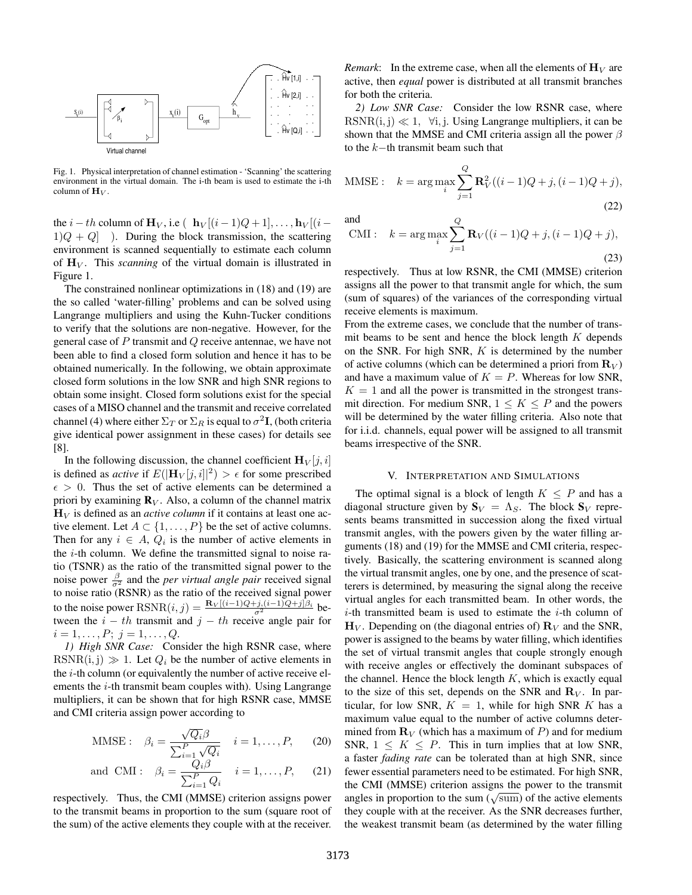Fig. 1. Physical interpretation of channel estimation - 'Scanning' the scattering environment in the virtual domain. The i-th beam is used to estimate the i-th column of $\mathbf{H}_V$.

the $i-th$ column of $\mathbf{H}_V$, i.e ( $\mathbf{h}_V[(i-1)Q+1], \ldots, \mathbf{h}_V[(i-1)Q+Q]$ ). During the block transmission, the scattering environment is scanned sequentially to estimate each column of $\mathbf{H}_V$. This *scanning* of the virtual domain is illustrated in Figure 1.

The constrained nonlinear optimizations in (18) and (19) are the so called 'water-filling' problems and can be solved using Langrange multipliers and using the Kuhn-Tucker conditions to verify that the solutions are non-negative. However, for the general case of $P$ transmit and $Q$ receive antennae, we have not been able to find a closed form solution and hence it has to be obtained numerically. In the following, we obtain approximate closed form solutions in the low SNR and high SNR regions to obtain some insight. Closed form solutions exist for the special cases of a MISO channel and the transmit and receive correlated channel (4) where either $\Sigma_T$ or $\Sigma_R$ is equal to $\sigma^2\mathbf{I}$, (both criteria give identical power assignment in these cases) for details see [8].

In the following discussion, the channel coefficient $\mathbf{H}_V[j,i]$ is defined as *active* if $E(|\mathbf{H}_V[j,i]|^2) > \epsilon$ for some prescribed $\epsilon > 0$. Thus the set of active elements can be determined a priori by examining $\mathbf{R}_V$. Also, a column of the channel matrix $\mathbf{H}_V$ is defined as an *active column* if it contains at least one active element. Let $A \subset \{1, \ldots, P\}$ be the set of active columns. Then for any $i \in A$, $Q_i$ is the number of active elements in the $i$-th column. We define the transmitted signal to noise ratio (TSNR) as the ratio of the transmitted signal power to the noise power $\frac{\beta}{\sigma^2}$ and the *per virtual angle pair* received signal to noise ratio (RSNR) as the ratio of the received signal power to the noise power $\mathrm{RSNR}(i,j) = \frac{\mathbf{R}_V[(i-1)Q+j,(i-1)Q+j]\beta_i}{\sigma^2}$ between the $i-th$ transmit and $j-th$ receive angle pair for $i = 1, \ldots, P;\ j = 1, \ldots, Q$.

*1) High SNR Case:* Consider the high RSNR case, where $\mathrm{RSNR(i,j)} \gg 1$. Let $Q_i$ be the number of active elements in the $i$-th column (or equivalently the number of active receive elements the $i$-th transmit beam couples with). Using Langrange multipliers, it can be shown that for high RSNR case, MMSE and CMI criteria assign power according to

$$\text{MMSE}: \quad \beta_i = \frac{\sqrt{Q_i}\beta}{\sum_{i=1}^{P}\sqrt{Q_i}} \quad i = 1, \ldots, P, \tag{20}$$

$$\text{and CMI}: \quad \beta_i = \frac{Q_i\beta}{\sum_{i=1}^{P}Q_i} \quad i = 1, \ldots, P, \tag{21}$$

respectively. Thus, the CMI (MMSE) criterion assigns power to the transmit beams in proportion to the sum (square root of the sum) of the active elements they couple with at the receiver.

*Remark*: In the extreme case, when all the elements of $\mathbf{H}_V$ are active, then *equal* power is distributed at all transmit branches for both the criteria.

*2) Low SNR Case:* Consider the low RSNR case, where $\mathrm{RSNR(i,j)} \ll 1, \ \forall \mathrm{i,j}$. Using Langrange multipliers, it can be shown that the MMSE and CMI criteria assign all the power $\beta$ to the $k-$th transmit beam such that

$$\text{MMSE}: \quad k = \arg\max_i \sum_{j=1}^{Q} \mathbf{R}_V^2((i-1)Q+j,(i-1)Q+j), \tag{22}$$

and

$$\text{CMI}: \quad k = \arg\max_i \sum_{j=1}^{Q} \mathbf{R}_V((i-1)Q+j,(i-1)Q+j), \tag{23}$$

respectively. Thus at low RSNR, the CMI (MMSE) criterion assigns all the power to that transmit angle for which, the sum (sum of squares) of the variances of the corresponding virtual receive elements is maximum.

From the extreme cases, we conclude that the number of transmit beams to be sent and hence the block length $K$ depends on the SNR. For high SNR, $K$ is determined by the number of active columns (which can be determined a priori from $\mathbf{R}_V$) and have a maximum value of $K = P$. Whereas for low SNR, $K = 1$ and all the power is transmitted in the strongest transmit direction. For medium SNR, $1 \leq K \leq P$ and the powers will be determined by the water filling criteria. Also note that for i.i.d. channels, equal power will be assigned to all transmit beams irrespective of the SNR.

## V. Interpretation and Simulations

The optimal signal is a block of length $K \leq P$ and has a diagonal structure given by $\mathbf{S}_V = \Lambda_S$. The block $\mathbf{S}_V$ represents beams transmitted in succession along the fixed virtual transmit angles, with the powers given by the water filling arguments (18) and (19) for the MMSE and CMI criteria, respectively. Basically, the scattering environment is scanned along the virtual transmit angles, one by one, and the presence of scatterers is determined, by measuring the signal along the receive virtual angles for each transmitted beam. In other words, the $i$-th transmitted beam is used to estimate the $i$-th column of $\mathbf{H}_V$. Depending on (the diagonal entries of) $\mathbf{R}_V$ and the SNR, power is assigned to the beams by water filling, which identifies the set of virtual transmit angles that couple strongly enough with receive angles or effectively the dominant subspaces of the channel. Hence the block length $K$, which is exactly equal to the size of this set, depends on the SNR and $\mathbf{R}_V$. In particular, for low SNR, $K = 1$, while for high SNR $K$ has a maximum value equal to the number of active columns determined from $\mathbf{R}_V$ (which has a maximum of $P$) and for medium SNR, $1 \leq K \leq P$. This in turn implies that at low SNR, a faster *fading rate* can be tolerated than at high SNR, since fewer essential parameters need to be estimated. For high SNR, the CMI (MMSE) criterion assigns the power to the transmit angles in proportion to the sum ($\sqrt{\mathrm{sum}}$) of the active elements they couple with at the receiver. As the SNR decreases further, the weakest transmit beam (as determined by the water filling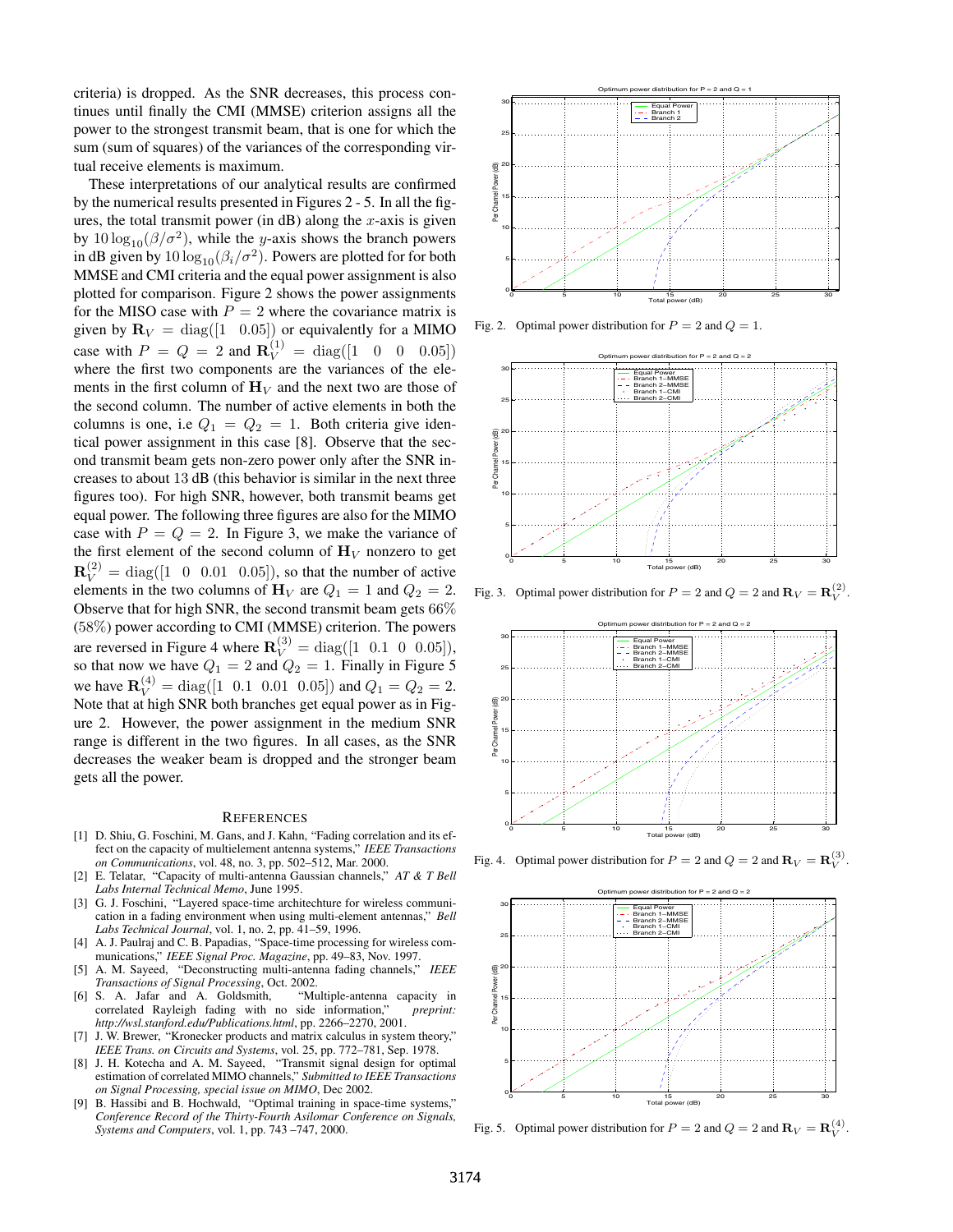criteria) is dropped. As the SNR decreases, this process continues until finally the CMI (MMSE) criterion assigns all the power to the strongest transmit beam, that is one for which the sum (sum of squares) of the variances of the corresponding virtual receive elements is maximum.

These interpretations of our analytical results are confirmed by the numerical results presented in Figures 2 - 5. In all the figures, the total transmit power (in dB) along the $x$-axis is given by $10\log_{10}(\beta/\sigma^2)$, while the $y$-axis shows the branch powers in dB given by $10\log_{10}(\beta_i/\sigma^2)$. Powers are plotted for for both MMSE and CMI criteria and the equal power assignment is also plotted for comparison. Figure 2 shows the power assignments for the MISO case with $P = 2$ where the covariance matrix is given by $\mathbf{R}_V = \mathrm{diag}([1 \;\; 0.05])$ or equivalently for a MIMO case with $P = Q = 2$ and $\mathbf{R}_V^{(1)} = \mathrm{diag}([1 \;\; 0 \;\; 0 \;\; 0.05])$ where the first two components are the variances of the elements in the first column of $\mathbf{H}_V$ and the next two are those of the second column. The number of active elements in both the columns is one, i.e $Q_1 = Q_2 = 1$. Both criteria give identical power assignment in this case [8]. Observe that the second transmit beam gets non-zero power only after the SNR increases to about 13 dB (this behavior is similar in the next three figures too). For high SNR, however, both transmit beams get equal power. The following three figures are also for the MIMO case with $P = Q = 2$. In Figure 3, we make the variance of the first element of the second column of $\mathbf{H}_V$ nonzero to get $\mathbf{R}_V^{(2)} = \mathrm{diag}([1 \;\; 0 \;\; 0.01 \;\; 0.05])$, so that the number of active elements in the two columns of $\mathbf{H}_V$ are $Q_1 = 1$ and $Q_2 = 2$. Observe that for high SNR, the second transmit beam gets 66% (58%) power according to CMI (MMSE) criterion. The powers are reversed in Figure 4 where $\mathbf{R}_V^{(3)} = \mathrm{diag}([1 \;\; 0.1 \;\; 0 \;\; 0.05])$, so that now we have $Q_1 = 2$ and $Q_2 = 1$. Finally in Figure 5 we have $\mathbf{R}_V^{(4)} = \mathrm{diag}([1 \;\; 0.1 \;\; 0.01 \;\; 0.05])$ and $Q_1 = Q_2 = 2$. Note that at high SNR both branches get equal power as in Figure 2. However, the power assignment in the medium SNR range is different in the two figures. In all cases, as the SNR decreases the weaker beam is dropped and the stronger beam gets all the power.

Optimum power distribution for P = 2 and Q = 1
Equal Power
Branch 1
Branch 2
Per Channel Power (dB)
Total power (dB)
0 5 10 15 20 25 30

Fig. 2. Optimal power distribution for $P = 2$ and $Q = 1$.

Optimum power distribution for P = 2 and Q = 2
Equal Power
Branch 1–MMSE
Branch 2–MMSE
Branch 1–CMI
Branch 2–CMI
Per Channel Power (dB)
Total power (dB)
0 5 10 15 20 25 30

Fig. 3. Optimal power distribution for $P = 2$ and $Q = 2$ and $\mathbf{R}_V = \mathbf{R}_V^{(2)}$.

Optimum power distribution for P = 2 and Q = 2
Equal Power
Branch 1–MMSE
Branch 2–MMSE
Branch 1–CMI
Branch 2–CMI
Per Channel Power (dB)
Total power (dB)
0 5 10 15 20 25 30

Fig. 4. Optimal power distribution for $P = 2$ and $Q = 2$ and $\mathbf{R}_V = \mathbf{R}_V^{(3)}$.

Optimum power distribution for P = 2 and Q = 2
Equal Power
Branch 1–MMSE
Branch 2–MMSE
Branch 1–CMI
Branch 2–CMI
Per Channel Power (dB)
Total power (dB)
0 5 10 15 20 25 30

Fig. 5. Optimal power distribution for $P = 2$ and $Q = 2$ and $\mathbf{R}_V = \mathbf{R}_V^{(4)}$.

## References

[1] D. Shiu, G. Foschini, M. Gans, and J. Kahn, "Fading correlation and its effect on the capacity of multielement antenna systems," *IEEE Transactions on Communications*, vol. 48, no. 3, pp. 502–512, Mar. 2000.

[2] E. Telatar, "Capacity of multi-antenna Gaussian channels," *AT & T Bell Labs Internal Technical Memo*, June 1995.

[3] G. J. Foschini, "Layered space-time architechture for wireless communication in a fading environment when using multi-element antennas," *Bell Labs Technical Journal*, vol. 1, no. 2, pp. 41–59, 1996.

[4] A. J. Paulraj and C. B. Papadias, "Space-time processing for wireless communications," *IEEE Signal Proc. Magazine*, pp. 49–83, Nov. 1997.

[5] A. M. Sayeed, "Deconstructing multi-antenna fading channels," *IEEE Transactions of Signal Processing*, Oct. 2002.

[6] S. A. Jafar and A. Goldsmith, "Multiple-antenna capacity in correlated Rayleigh fading with no side information," *preprint: http://wsl.stanford.edu/Publications.html*, pp. 2266–2270, 2001.

[7] J. W. Brewer, "Kronecker products and matrix calculus in system theory," *IEEE Trans. on Circuits and Systems*, vol. 25, pp. 772–781, Sep. 1978.

[8] J. H. Kotecha and A. M. Sayeed, "Transmit signal design for optimal estimation of correlated MIMO channels," *Submitted to IEEE Transactions on Signal Processing, special issue on MIMO*, Dec 2002.

[9] B. Hassibi and B. Hochwald, "Optimal training in space-time systems," *Conference Record of the Thirty-Fourth Asilomar Conference on Signals, Systems and Computers*, vol. 1, pp. 743 –747, 2000.